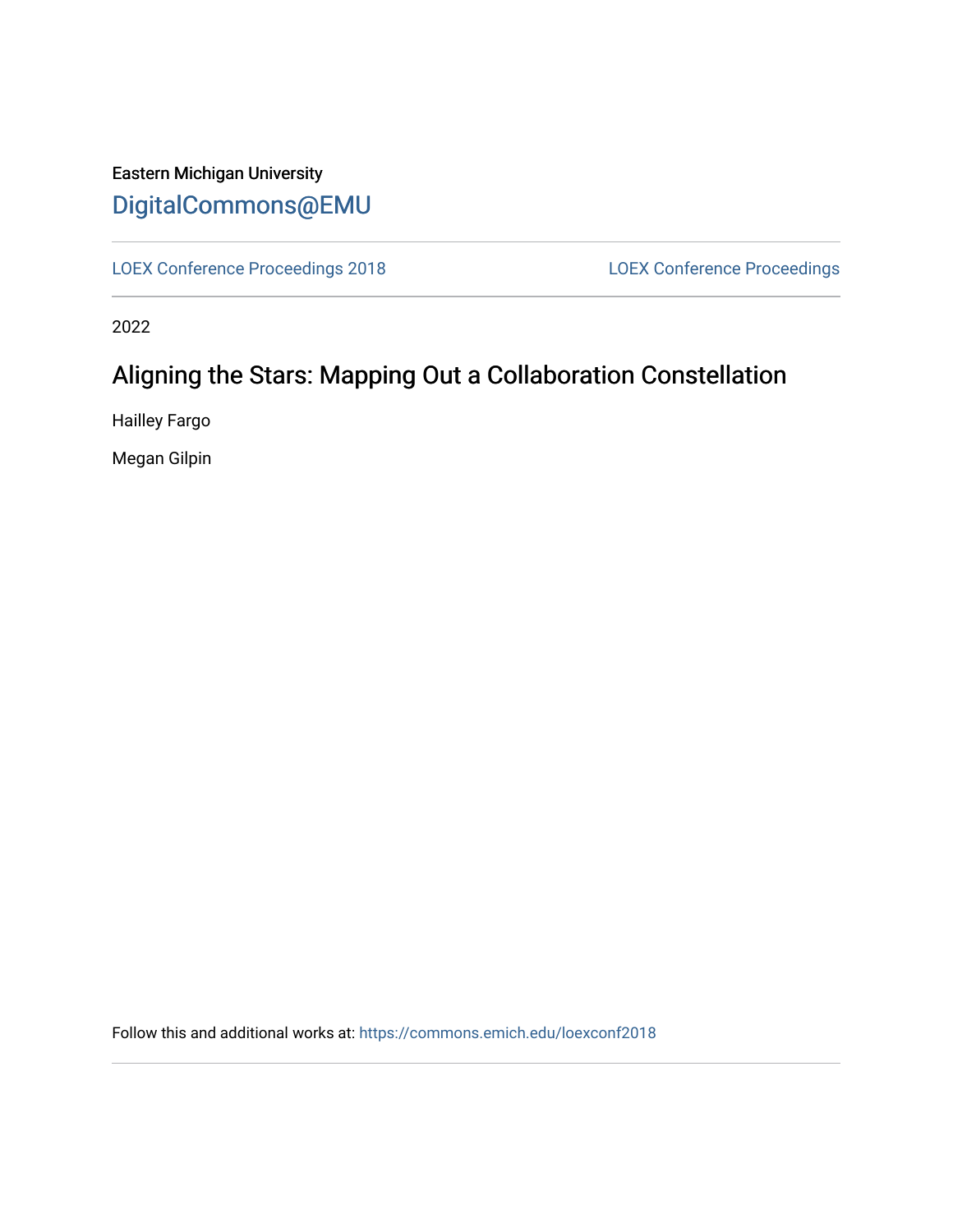Eastern Michigan University

DigitalCommons@EMU

LOEX Conference Proceedings 2018 — LOEX Conference Proceedings

2022

# Aligning the Stars: Mapping Out a Collaboration Constellation

Hailley Fargo

Megan Gilpin

Follow this and additional works at: https://commons.emich.edu/loexconf2018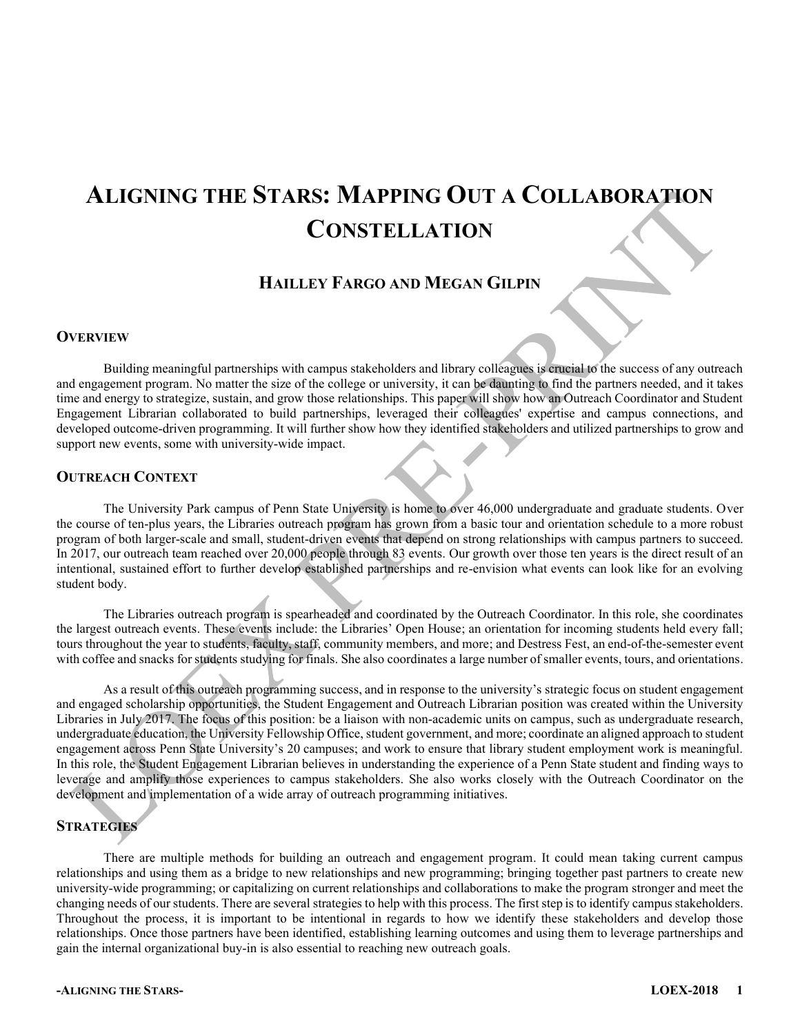# ALIGNING THE STARS: MAPPING OUT A COLLABORATION CONSTELLATION

## HAILLEY FARGO AND MEGAN GILPIN

### OVERVIEW

Building meaningful partnerships with campus stakeholders and library colleagues is crucial to the success of any outreach and engagement program. No matter the size of the college or university, it can be daunting to find the partners needed, and it takes time and energy to strategize, sustain, and grow those relationships. This paper will show how an Outreach Coordinator and Student Engagement Librarian collaborated to build partnerships, leveraged their colleagues' expertise and campus connections, and developed outcome-driven programming. It will further show how they identified stakeholders and utilized partnerships to grow and support new events, some with university-wide impact.

### OUTREACH CONTEXT

The University Park campus of Penn State University is home to over 46,000 undergraduate and graduate students. Over the course of ten-plus years, the Libraries outreach program has grown from a basic tour and orientation schedule to a more robust program of both larger-scale and small, student-driven events that depend on strong relationships with campus partners to succeed. In 2017, our outreach team reached over 20,000 people through 83 events. Our growth over those ten years is the direct result of an intentional, sustained effort to further develop established partnerships and re-envision what events can look like for an evolving student body.

The Libraries outreach program is spearheaded and coordinated by the Outreach Coordinator. In this role, she coordinates the largest outreach events. These events include: the Libraries' Open House; an orientation for incoming students held every fall; tours throughout the year to students, faculty, staff, community members, and more; and Destress Fest, an end-of-the-semester event with coffee and snacks for students studying for finals. She also coordinates a large number of smaller events, tours, and orientations.

As a result of this outreach programming success, and in response to the university's strategic focus on student engagement and engaged scholarship opportunities, the Student Engagement and Outreach Librarian position was created within the University Libraries in July 2017. The focus of this position: be a liaison with non-academic units on campus, such as undergraduate research, undergraduate education, the University Fellowship Office, student government, and more; coordinate an aligned approach to student engagement across Penn State University's 20 campuses; and work to ensure that library student employment work is meaningful. In this role, the Student Engagement Librarian believes in understanding the experience of a Penn State student and finding ways to leverage and amplify those experiences to campus stakeholders. She also works closely with the Outreach Coordinator on the development and implementation of a wide array of outreach programming initiatives.

### STRATEGIES

There are multiple methods for building an outreach and engagement program. It could mean taking current campus relationships and using them as a bridge to new relationships and new programming; bringing together past partners to create new university-wide programming; or capitalizing on current relationships and collaborations to make the program stronger and meet the changing needs of our students. There are several strategies to help with this process. The first step is to identify campus stakeholders. Throughout the process, it is important to be intentional in regards to how we identify these stakeholders and develop those relationships. Once those partners have been identified, establishing learning outcomes and using them to leverage partnerships and gain the internal organizational buy-in is also essential to reaching new outreach goals.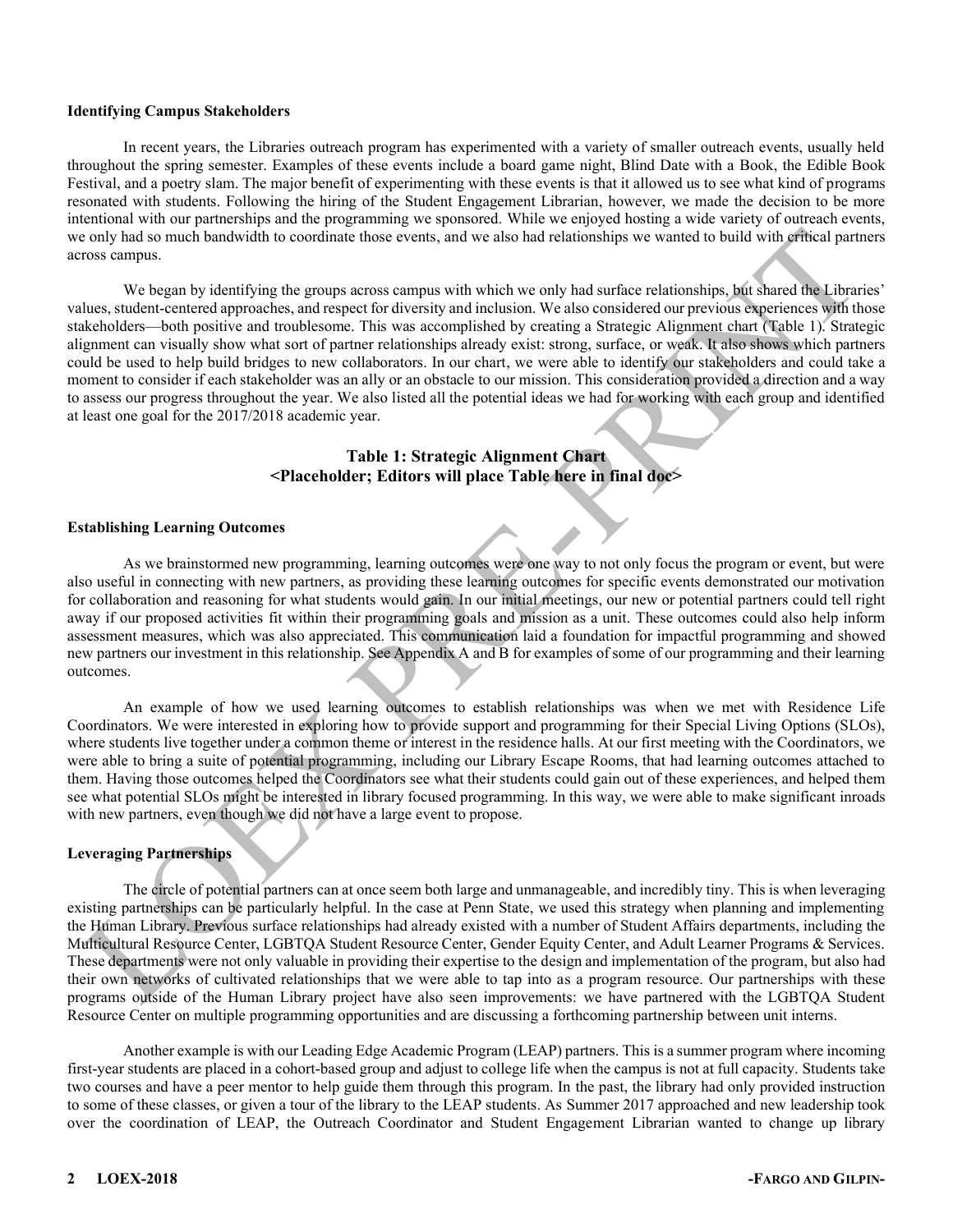**Identifying Campus Stakeholders**

In recent years, the Libraries outreach program has experimented with a variety of smaller outreach events, usually held throughout the spring semester. Examples of these events include a board game night, Blind Date with a Book, the Edible Book Festival, and a poetry slam. The major benefit of experimenting with these events is that it allowed us to see what kind of programs resonated with students. Following the hiring of the Student Engagement Librarian, however, we made the decision to be more intentional with our partnerships and the programming we sponsored. While we enjoyed hosting a wide variety of outreach events, we only had so much bandwidth to coordinate those events, and we also had relationships we wanted to build with critical partners across campus.

We began by identifying the groups across campus with which we only had surface relationships, but shared the Libraries' values, student-centered approaches, and respect for diversity and inclusion. We also considered our previous experiences with those stakeholders—both positive and troublesome. This was accomplished by creating a Strategic Alignment chart (Table 1). Strategic alignment can visually show what sort of partner relationships already exist: strong, surface, or weak. It also shows which partners could be used to help build bridges to new collaborators. In our chart, we were able to identify our stakeholders and could take a moment to consider if each stakeholder was an ally or an obstacle to our mission. This consideration provided a direction and a way to assess our progress throughout the year. We also listed all the potential ideas we had for working with each group and identified at least one goal for the 2017/2018 academic year.

**Table 1: Strategic Alignment Chart**
**<Placeholder; Editors will place Table here in final doc>**

**Establishing Learning Outcomes**

As we brainstormed new programming, learning outcomes were one way to not only focus the program or event, but were also useful in connecting with new partners, as providing these learning outcomes for specific events demonstrated our motivation for collaboration and reasoning for what students would gain. In our initial meetings, our new or potential partners could tell right away if our proposed activities fit within their programming goals and mission as a unit. These outcomes could also help inform assessment measures, which was also appreciated. This communication laid a foundation for impactful programming and showed new partners our investment in this relationship. See Appendix A and B for examples of some of our programming and their learning outcomes.

An example of how we used learning outcomes to establish relationships was when we met with Residence Life Coordinators. We were interested in exploring how to provide support and programming for their Special Living Options (SLOs), where students live together under a common theme or interest in the residence halls. At our first meeting with the Coordinators, we were able to bring a suite of potential programming, including our Library Escape Rooms, that had learning outcomes attached to them. Having those outcomes helped the Coordinators see what their students could gain out of these experiences, and helped them see what potential SLOs might be interested in library focused programming. In this way, we were able to make significant inroads with new partners, even though we did not have a large event to propose.

**Leveraging Partnerships**

The circle of potential partners can at once seem both large and unmanageable, and incredibly tiny. This is when leveraging existing partnerships can be particularly helpful. In the case at Penn State, we used this strategy when planning and implementing the Human Library. Previous surface relationships had already existed with a number of Student Affairs departments, including the Multicultural Resource Center, LGBTQA Student Resource Center, Gender Equity Center, and Adult Learner Programs & Services. These departments were not only valuable in providing their expertise to the design and implementation of the program, but also had their own networks of cultivated relationships that we were able to tap into as a program resource. Our partnerships with these programs outside of the Human Library project have also seen improvements: we have partnered with the LGBTQA Student Resource Center on multiple programming opportunities and are discussing a forthcoming partnership between unit interns.

Another example is with our Leading Edge Academic Program (LEAP) partners. This is a summer program where incoming first-year students are placed in a cohort-based group and adjust to college life when the campus is not at full capacity. Students take two courses and have a peer mentor to help guide them through this program. In the past, the library had only provided instruction to some of these classes, or given a tour of the library to the LEAP students. As Summer 2017 approached and new leadership took over the coordination of LEAP, the Outreach Coordinator and Student Engagement Librarian wanted to change up library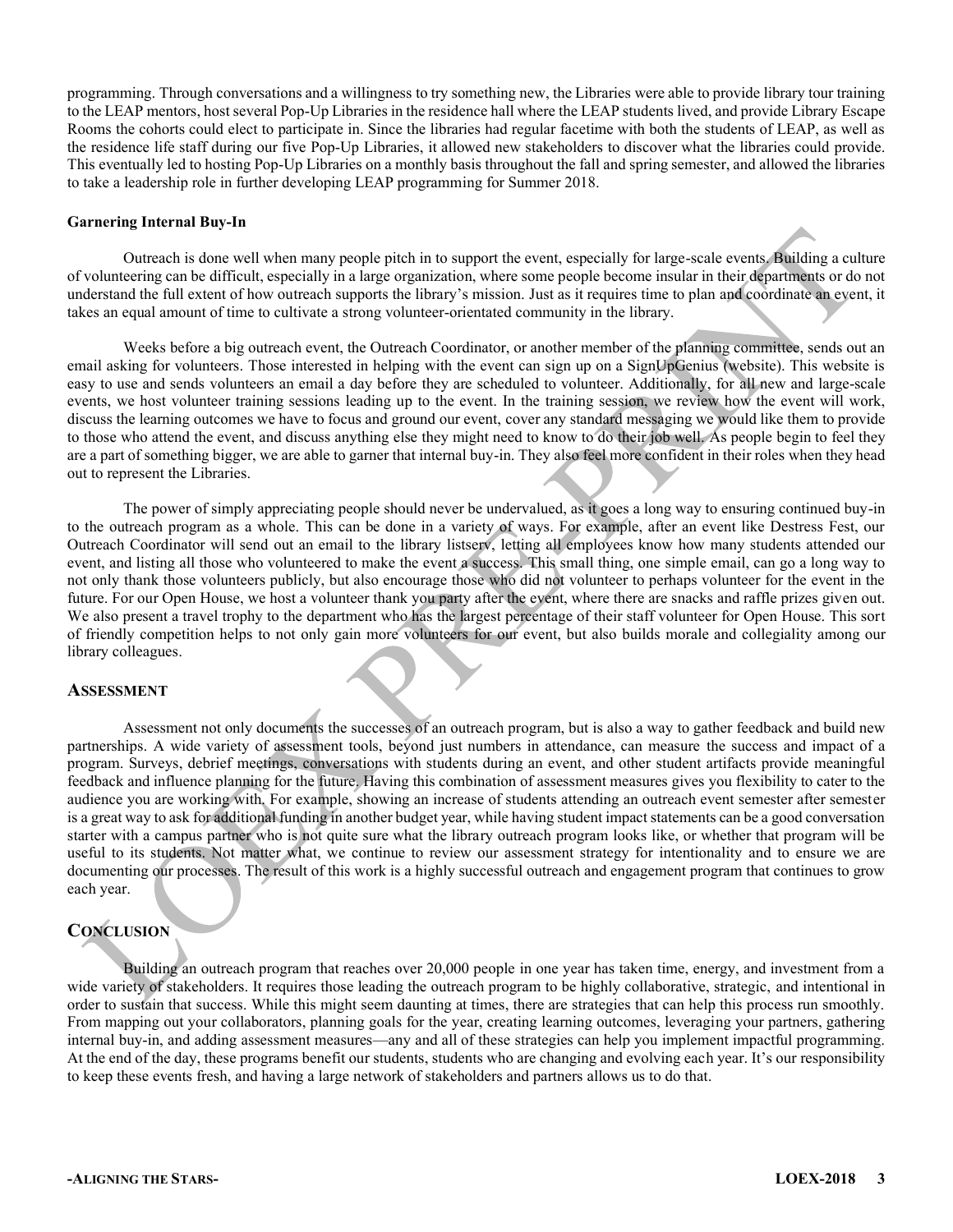programming. Through conversations and a willingness to try something new, the Libraries were able to provide library tour training to the LEAP mentors, host several Pop-Up Libraries in the residence hall where the LEAP students lived, and provide Library Escape Rooms the cohorts could elect to participate in. Since the libraries had regular facetime with both the students of LEAP, as well as the residence life staff during our five Pop-Up Libraries, it allowed new stakeholders to discover what the libraries could provide. This eventually led to hosting Pop-Up Libraries on a monthly basis throughout the fall and spring semester, and allowed the libraries to take a leadership role in further developing LEAP programming for Summer 2018.

### Garnering Internal Buy-In

Outreach is done well when many people pitch in to support the event, especially for large-scale events. Building a culture of volunteering can be difficult, especially in a large organization, where some people become insular in their departments or do not understand the full extent of how outreach supports the library's mission. Just as it requires time to plan and coordinate an event, it takes an equal amount of time to cultivate a strong volunteer-orientated community in the library.

Weeks before a big outreach event, the Outreach Coordinator, or another member of the planning committee, sends out an email asking for volunteers. Those interested in helping with the event can sign up on a SignUpGenius (website). This website is easy to use and sends volunteers an email a day before they are scheduled to volunteer. Additionally, for all new and large-scale events, we host volunteer training sessions leading up to the event. In the training session, we review how the event will work, discuss the learning outcomes we have to focus and ground our event, cover any standard messaging we would like them to provide to those who attend the event, and discuss anything else they might need to know to do their job well. As people begin to feel they are a part of something bigger, we are able to garner that internal buy-in. They also feel more confident in their roles when they head out to represent the Libraries.

The power of simply appreciating people should never be undervalued, as it goes a long way to ensuring continued buy-in to the outreach program as a whole. This can be done in a variety of ways. For example, after an event like Destress Fest, our Outreach Coordinator will send out an email to the library listserv, letting all employees know how many students attended our event, and listing all those who volunteered to make the event a success. This small thing, one simple email, can go a long way to not only thank those volunteers publicly, but also encourage those who did not volunteer to perhaps volunteer for the event in the future. For our Open House, we host a volunteer thank you party after the event, where there are snacks and raffle prizes given out. We also present a travel trophy to the department who has the largest percentage of their staff volunteer for Open House. This sort of friendly competition helps to not only gain more volunteers for our event, but also builds morale and collegiality among our library colleagues.

## Assessment

Assessment not only documents the successes of an outreach program, but is also a way to gather feedback and build new partnerships. A wide variety of assessment tools, beyond just numbers in attendance, can measure the success and impact of a program. Surveys, debrief meetings, conversations with students during an event, and other student artifacts provide meaningful feedback and influence planning for the future. Having this combination of assessment measures gives you flexibility to cater to the audience you are working with. For example, showing an increase of students attending an outreach event semester after semester is a great way to ask for additional funding in another budget year, while having student impact statements can be a good conversation starter with a campus partner who is not quite sure what the library outreach program looks like, or whether that program will be useful to its students. Not matter what, we continue to review our assessment strategy for intentionality and to ensure we are documenting our processes. The result of this work is a highly successful outreach and engagement program that continues to grow each year.

## Conclusion

Building an outreach program that reaches over 20,000 people in one year has taken time, energy, and investment from a wide variety of stakeholders. It requires those leading the outreach program to be highly collaborative, strategic, and intentional in order to sustain that success. While this might seem daunting at times, there are strategies that can help this process run smoothly. From mapping out your collaborators, planning goals for the year, creating learning outcomes, leveraging your partners, gathering internal buy-in, and adding assessment measures—any and all of these strategies can help you implement impactful programming. At the end of the day, these programs benefit our students, students who are changing and evolving each year. It's our responsibility to keep these events fresh, and having a large network of stakeholders and partners allows us to do that.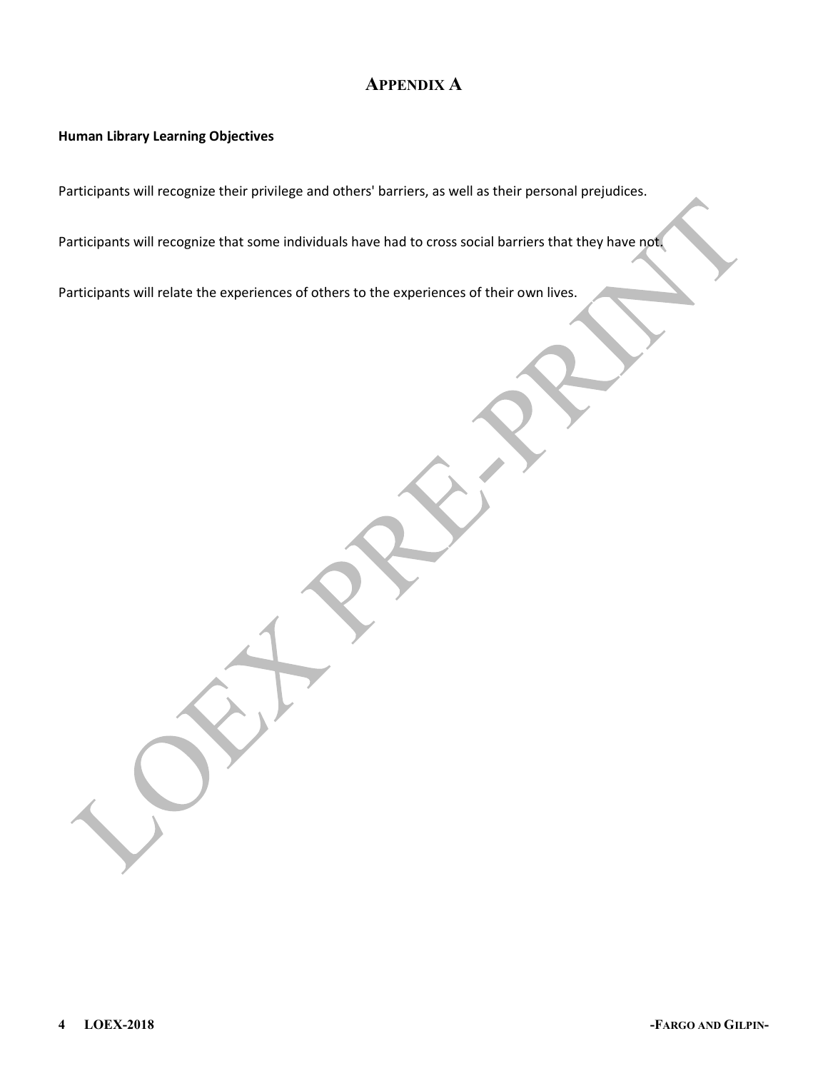# Appendix A

**Human Library Learning Objectives**

Participants will recognize their privilege and others' barriers, as well as their personal prejudices.

Participants will recognize that some individuals have had to cross social barriers that they have not.

Participants will relate the experiences of others to the experiences of their own lives.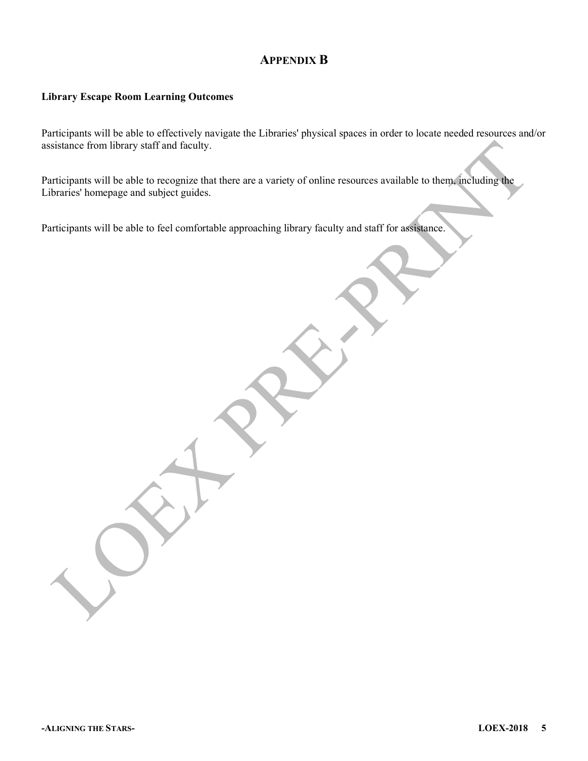## APPENDIX B

**Library Escape Room Learning Outcomes**

Participants will be able to effectively navigate the Libraries' physical spaces in order to locate needed resources and/or assistance from library staff and faculty.

Participants will be able to recognize that there are a variety of online resources available to them, including the Libraries' homepage and subject guides.

Participants will be able to feel comfortable approaching library faculty and staff for assistance.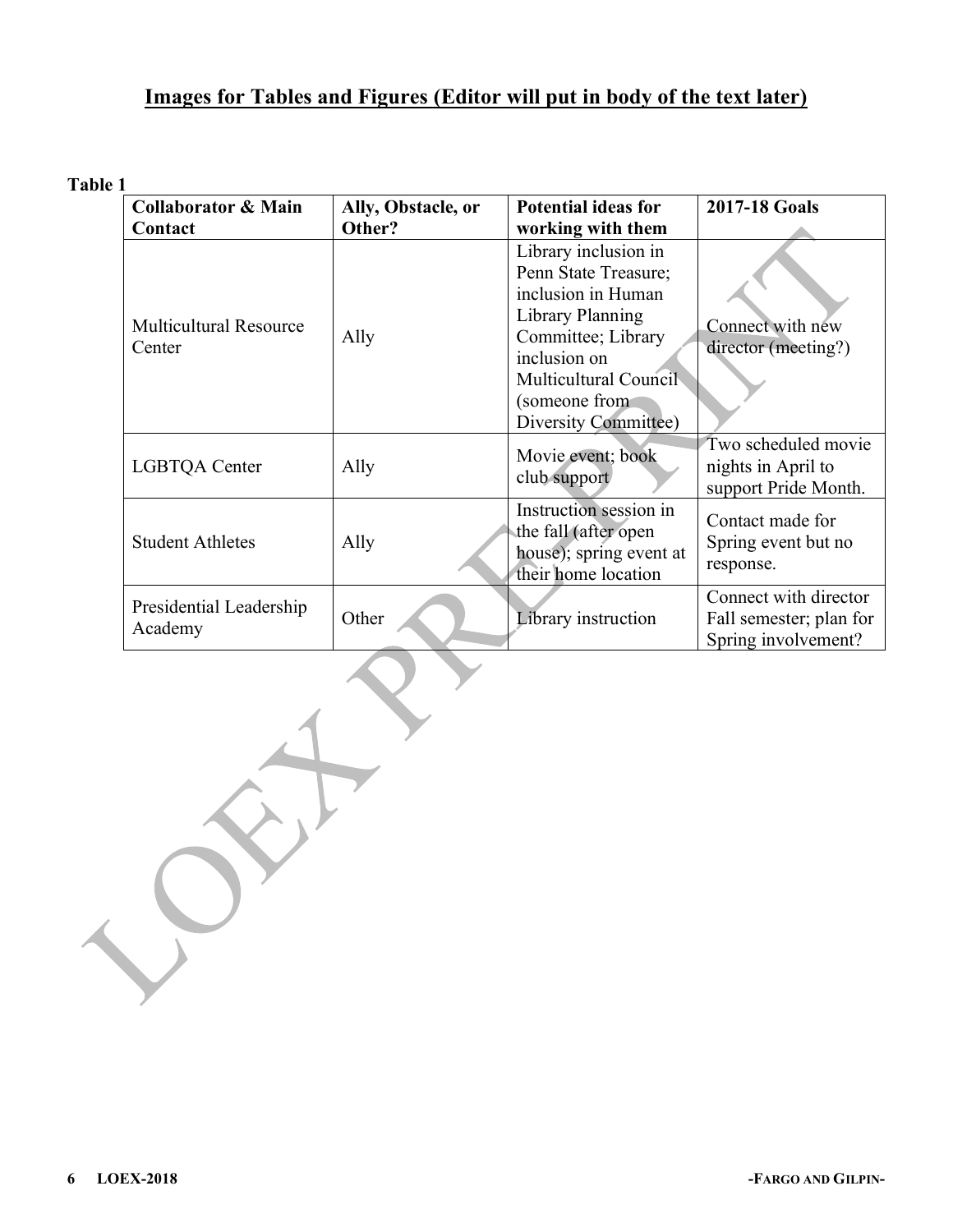## Images for Tables and Figures (Editor will put in body of the text later)

**Table 1**

| Collaborator & Main Contact | Ally, Obstacle, or Other? | Potential ideas for working with them | 2017-18 Goals |
|---|---|---|---|
| Multicultural Resource Center | Ally | Library inclusion in Penn State Treasure; inclusion in Human Library Planning Committee; Library inclusion on Multicultural Council (someone from Diversity Committee) | Connect with new director (meeting?) |
| LGBTQA Center | Ally | Movie event; book club support | Two scheduled movie nights in April to support Pride Month. |
| Student Athletes | Ally | Instruction session in the fall (after open house); spring event at their home location | Contact made for Spring event but no response. |
| Presidential Leadership Academy | Other | Library instruction | Connect with director Fall semester; plan for Spring involvement? |